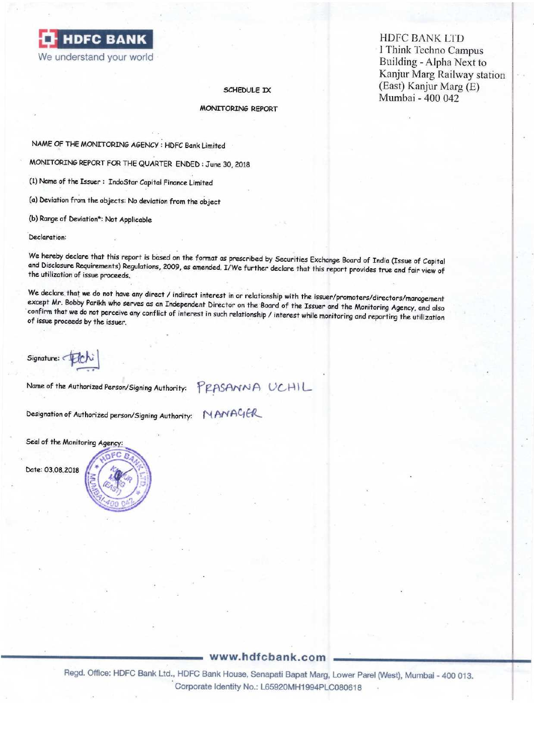**HDFC BANK**
We understand your world

HDFC BANK LTD
I Think Techno Campus
Building - Alpha Next to
Kanjur Marg Railway station
(East) Kanjur Marg (E)
Mumbai - 400 042

SCHEDULE IX

MONITORING REPORT

NAME OF THE MONITORING AGENCY : HDFC Bank Limited

MONITORING REPORT FOR THE QUARTER ENDED : June 30, 2018

(1) Name of the Issuer : IndoStar Capital Finance Limited

(a) Deviation from the objects: No deviation from the object

(b) Range of Deviation*: Not Applicable

Declaration:

We hereby declare that this report is based on the format as prescribed by Securities Exchange Board of India (Issue of Capital and Disclosure Requirements) Regulations, 2009, as amended. I/We further declare that this report provides true and fair view of the utilization of issue proceeds.

We declare that we do not have any direct / indirect interest in or relationship with the issuer/promoters/directors/management except Mr. Bobby Parikh who serves as an Independent Director on the Board of the Issuer and the Monitoring Agency, and also confirm that we do not perceive any conflict of interest in such relationship / interest while monitoring and reporting the utilization of issue proceeds by the issuer.

Signature:

Name of the Authorized Person/Signing Authority: PRASANNA UCHIL

Designation of Authorized person/Signing Authority: MANAGER

Seal of the Monitoring Agency:

Date: 03.08.2018

www.hdfcbank.com

Regd. Office: HDFC Bank Ltd., HDFC Bank House, Senapati Bapat Marg, Lower Parel (West), Mumbai - 400 013.
Corporate Identity No.: L65920MH1994PLC080618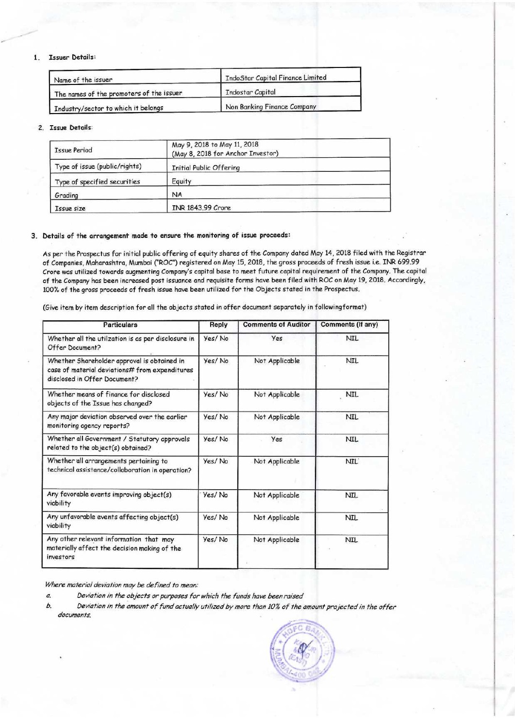1. **Issuer Details:**

| Name of the issuer | IndoStar Capital Finance Limited |
|---|---|
| The names of the promoters of the issuer | Indostar Capital |
| Industry/sector to which it belongs | Non Banking Finance Company |

2. **Issue Details:**

| Issue Period | May 9, 2018 to May 11, 2018 (May 8, 2018 for Anchor Investor) |
|---|---|
| Type of issue (public/rights) | Initial Public Offering |
| Type of specified securities | Equity |
| Grading | NA |
| Issue size | INR 1843.99 Crore |

3. **Details of the arrangement made to ensure the monitoring of issue proceeds:**

As per the Prospectus for initial public offering of equity shares of the Company dated May 14, 2018 filed with the Registrar of Companies, Maharashtra, Mumbai ("ROC") registered on May 15, 2018, the gross proceeds of fresh issue i.e. INR 699.99 Crore was utilized towards augmenting Company's capital base to meet future capital requirement of the Company. The capital of the Company has been increased post issuance and requisite forms have been filed with ROC on May 19, 2018. Accordingly, 100% of the gross proceeds of fresh issue have been utilized for the Objects stated in the Prospectus.

(Give item by item description for all the objects stated in offer document separately in followingformat)

| Particulars | Reply | Comments of Auditor | Comments (If any) |
|---|---|---|---|
| Whether all the utilzation is as per disclosure in Offer Document? | Yes/ No | Yes | NIL |
| Whether Shareholder approval is obtained in case of material deviations# from expenditures disclosed in Offer Document? | Yes/ No | Not Applicable | NIL |
| Whether means of finance for disclosed objects of the Issue has changed? | Yes/ No | Not Applicable | NIL |
| Any major deviation observed over the earlier monitoring agency reports? | Yes/ No | Not Applicable | NIL |
| Whether all Government / Statutory approvals related to the object(s) obtained? | Yes/ No | Yes | NIL |
| Whether all arrangements pertaining to technical assistance/collaboration in operation? | Yes/ No | Not Applicable | NIL |
| Any favorable events improving object(s) viability | Yes/ No | Not Applicable | NIL |
| Any unfavorable events affecting object(s) viability | Yes/ No | Not Applicable | NIL |
| Any other relevant information that may materially affect the decision making of the investors | Yes/ No | Not Applicable | NIL |

*Where material deviation may be defined to mean:*

*a. Deviation in the objects or purposes for which the funds have been raised*

*b. Deviation in the amount of fund actually utilized by more than 10% of the amount projected in the offer documents.*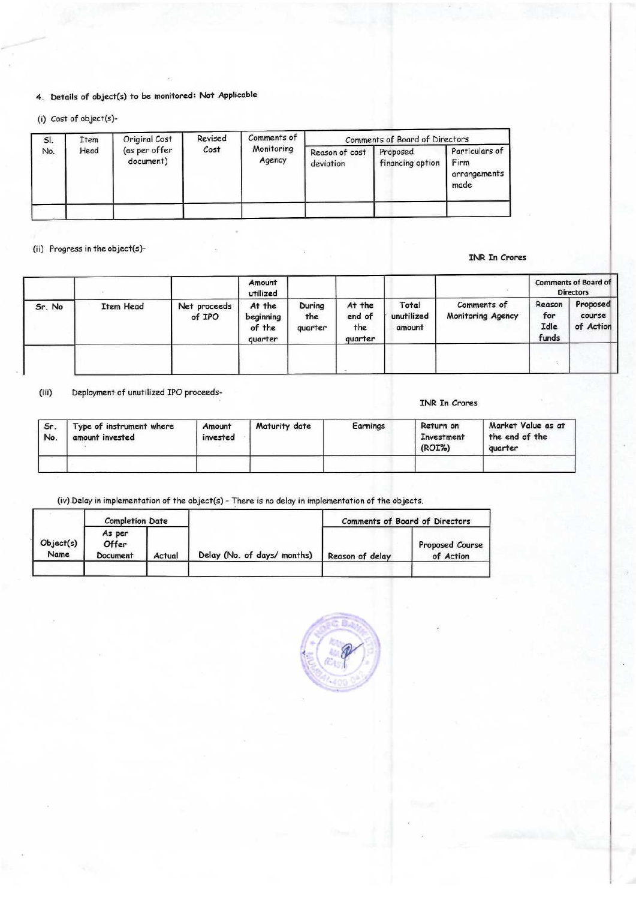4. **Details of object(s) to be monitored: Not Applicable**

(i) Cost of object(s)-

| Sl. No. | Item Head | Original Cost (as per offer document) | Revised Cost | Comments of Monitoring Agency | Comments of Board of Directors | | |
|---|---|---|---|---|---|---|---|
| | | | | | Reason of cost deviation | Proposed financing option | Particulars of Firm arrangements made |
| | | | | | | | |

(ii) Progress in the object(s)-

INR In Crores

| Sr. No | Item Head | Net proceeds of IPO | Amount utilized | | | Total unutilized amount | Comments of Monitoring Agency | Comments of Board of Directors | |
|---|---|---|---|---|---|---|---|---|---|
| | | | At the beginning of the quarter | During the quarter | At the end of the quarter | | | Reason for Idle funds | Proposed course of Action |
| | | | | | | | | | |

(iii) Deployment of unutilized IPO proceeds-

INR In Crores

| Sr. No. | Type of instrument where amount invested | Amount invested | Maturity date | Earnings | Return on Investment (ROI%) | Market Value as at the end of the quarter |
|---|---|---|---|---|---|---|
| | | | | | | |

(iv) Delay in implementation of the object(s) - There is no delay in implementation of the objects.

| Object(s) Name | Completion Date | | Delay (No. of days/ months) | Comments of Board of Directors | |
|---|---|---|---|---|---|
| | As per Offer Document | Actual | | Reason of delay | Proposed Course of Action |
| | | | | | |